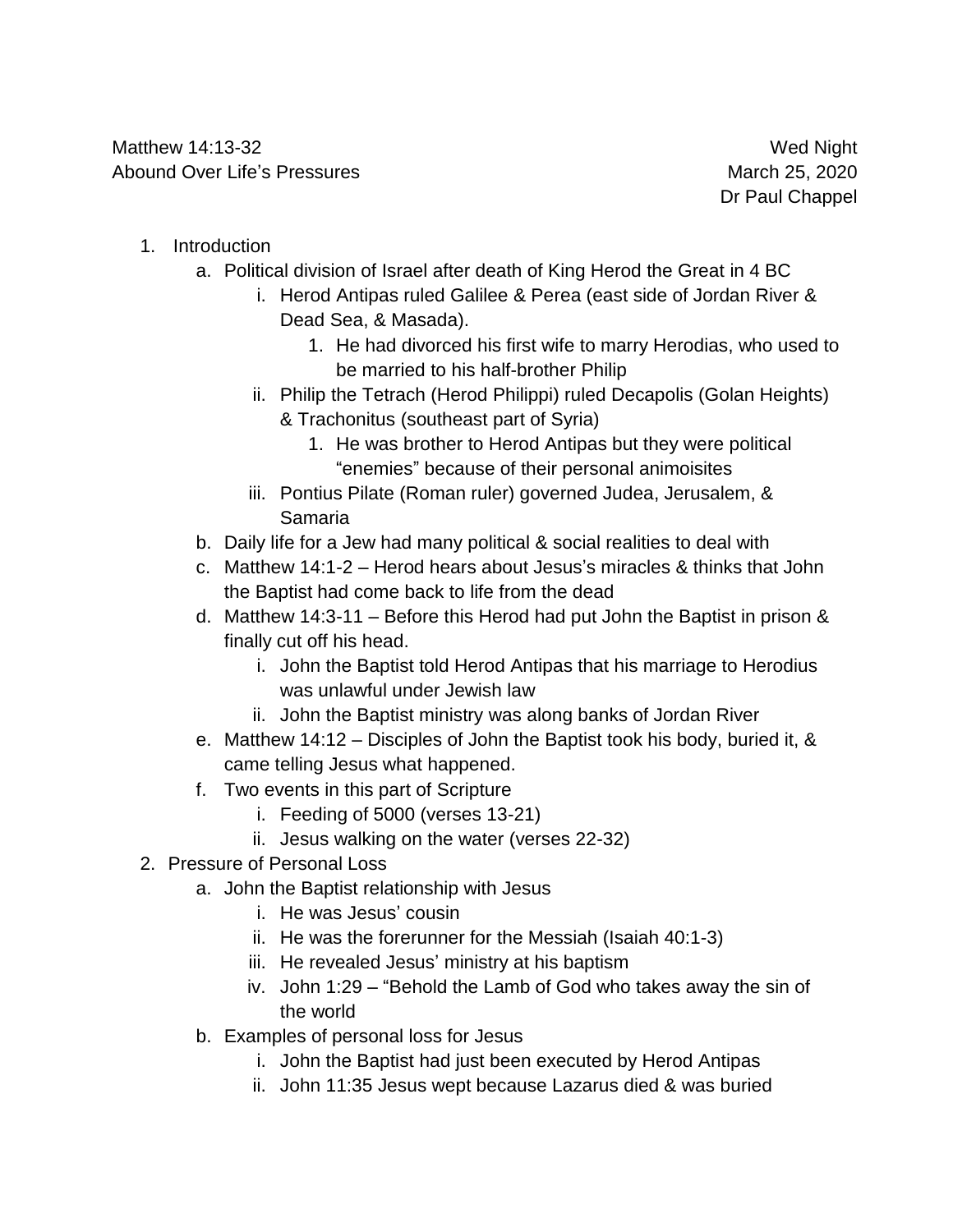Matthew 14:13-32 Wed Night
Abound Over Life's Pressures March 25, 2020
Dr Paul Chappel

1. Introduction
   a. Political division of Israel after death of King Herod the Great in 4 BC
      i. Herod Antipas ruled Galilee & Perea (east side of Jordan River & Dead Sea, & Masada).
         1. He had divorced his first wife to marry Herodias, who used to be married to his half-brother Philip
      ii. Philip the Tetrach (Herod Philippi) ruled Decapolis (Golan Heights) & Trachonitus (southeast part of Syria)
         1. He was brother to Herod Antipas but they were political "enemies" because of their personal animoisites
      iii. Pontius Pilate (Roman ruler) governed Judea, Jerusalem, & Samaria
   b. Daily life for a Jew had many political & social realities to deal with
   c. Matthew 14:1-2 – Herod hears about Jesus's miracles & thinks that John the Baptist had come back to life from the dead
   d. Matthew 14:3-11 – Before this Herod had put John the Baptist in prison & finally cut off his head.
      i. John the Baptist told Herod Antipas that his marriage to Herodius was unlawful under Jewish law
      ii. John the Baptist ministry was along banks of Jordan River
   e. Matthew 14:12 – Disciples of John the Baptist took his body, buried it, & came telling Jesus what happened.
   f. Two events in this part of Scripture
      i. Feeding of 5000 (verses 13-21)
      ii. Jesus walking on the water (verses 22-32)
2. Pressure of Personal Loss
   a. John the Baptist relationship with Jesus
      i. He was Jesus' cousin
      ii. He was the forerunner for the Messiah (Isaiah 40:1-3)
      iii. He revealed Jesus' ministry at his baptism
      iv. John 1:29 – "Behold the Lamb of God who takes away the sin of the world
   b. Examples of personal loss for Jesus
      i. John the Baptist had just been executed by Herod Antipas
      ii. John 11:35 Jesus wept because Lazarus died & was buried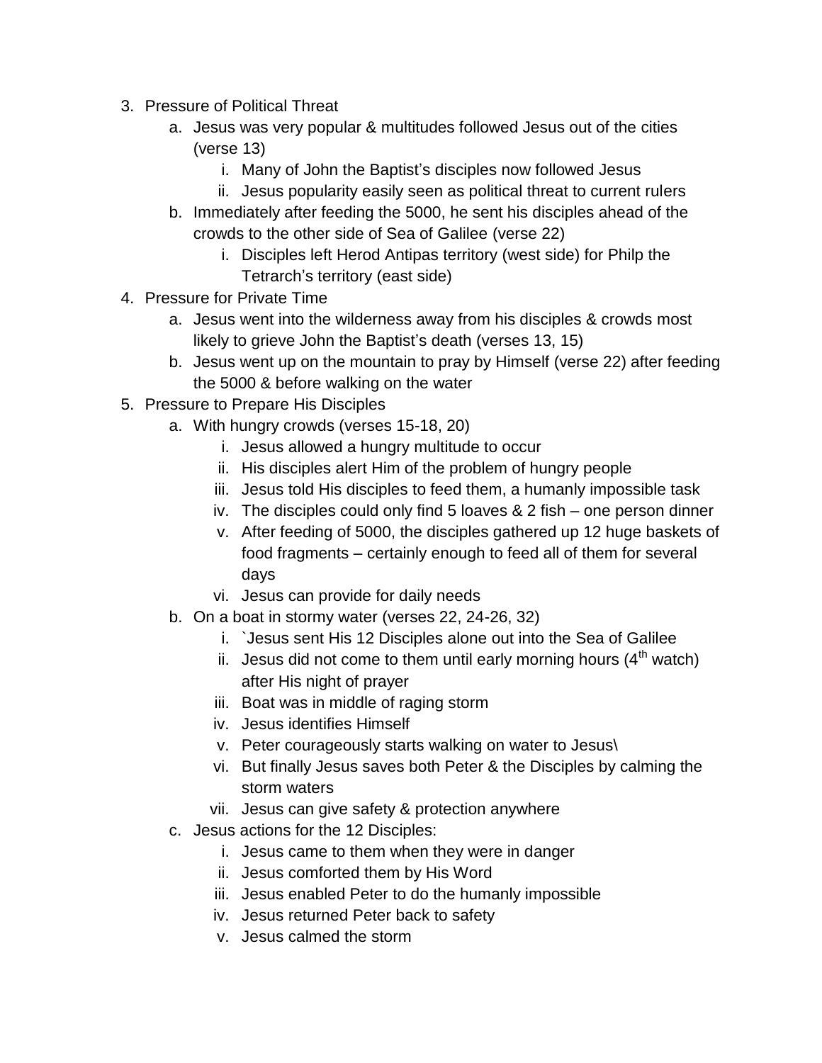3. Pressure of Political Threat
    a. Jesus was very popular & multitudes followed Jesus out of the cities (verse 13)
        i. Many of John the Baptist's disciples now followed Jesus
        ii. Jesus popularity easily seen as political threat to current rulers
    b. Immediately after feeding the 5000, he sent his disciples ahead of the crowds to the other side of Sea of Galilee (verse 22)
        i. Disciples left Herod Antipas territory (west side) for Philp the Tetrarch's territory (east side)
4. Pressure for Private Time
    a. Jesus went into the wilderness away from his disciples & crowds most likely to grieve John the Baptist's death (verses 13, 15)
    b. Jesus went up on the mountain to pray by Himself (verse 22) after feeding the 5000 & before walking on the water
5. Pressure to Prepare His Disciples
    a. With hungry crowds (verses 15-18, 20)
        i. Jesus allowed a hungry multitude to occur
        ii. His disciples alert Him of the problem of hungry people
        iii. Jesus told His disciples to feed them, a humanly impossible task
        iv. The disciples could only find 5 loaves & 2 fish – one person dinner
        v. After feeding of 5000, the disciples gathered up 12 huge baskets of food fragments – certainly enough to feed all of them for several days
        vi. Jesus can provide for daily needs
    b. On a boat in stormy water (verses 22, 24-26, 32)
        i. `Jesus sent His 12 Disciples alone out into the Sea of Galilee
        ii. Jesus did not come to them until early morning hours (4th watch) after His night of prayer
        iii. Boat was in middle of raging storm
        iv. Jesus identifies Himself
        v. Peter courageously starts walking on water to Jesus\
        vi. But finally Jesus saves both Peter & the Disciples by calming the storm waters
        vii. Jesus can give safety & protection anywhere
    c. Jesus actions for the 12 Disciples:
        i. Jesus came to them when they were in danger
        ii. Jesus comforted them by His Word
        iii. Jesus enabled Peter to do the humanly impossible
        iv. Jesus returned Peter back to safety
        v. Jesus calmed the storm